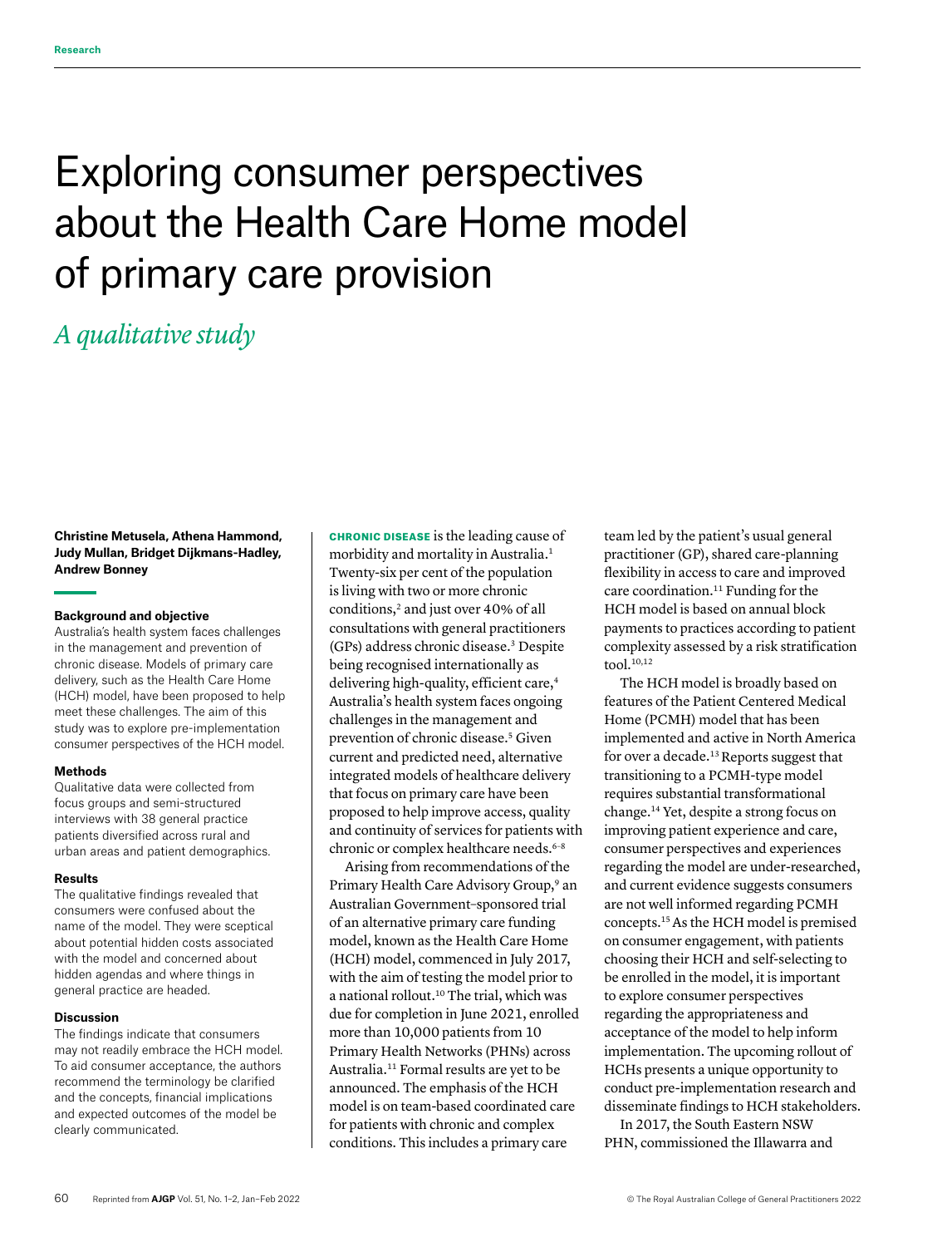Research

# Exploring consumer perspectives about the Health Care Home model of primary care provision

## *A qualitative study*

**Christine Metusela, Athena Hammond, Judy Mullan, Bridget Dijkmans-Hadley, Andrew Bonney**

### Background and objective

Australia's health system faces challenges in the management and prevention of chronic disease. Models of primary care delivery, such as the Health Care Home (HCH) model, have been proposed to help meet these challenges. The aim of this study was to explore pre-implementation consumer perspectives of the HCH model.

### Methods

Qualitative data were collected from focus groups and semi-structured interviews with 38 general practice patients diversified across rural and urban areas and patient demographics.

### Results

The qualitative findings revealed that consumers were confused about the name of the model. They were sceptical about potential hidden costs associated with the model and concerned about hidden agendas and where things in general practice are headed.

### Discussion

The findings indicate that consumers may not readily embrace the HCH model. To aid consumer acceptance, the authors recommend the terminology be clarified and the concepts, financial implications and expected outcomes of the model be clearly communicated.

**CHRONIC DISEASE** is the leading cause of morbidity and mortality in Australia.[1] Twenty-six per cent of the population is living with two or more chronic conditions,[2] and just over 40% of all consultations with general practitioners (GPs) address chronic disease.[3] Despite being recognised internationally as delivering high-quality, efficient care,[4] Australia's health system faces ongoing challenges in the management and prevention of chronic disease.[5] Given current and predicted need, alternative integrated models of healthcare delivery that focus on primary care have been proposed to help improve access, quality and continuity of services for patients with chronic or complex healthcare needs.[6–8]

Arising from recommendations of the Primary Health Care Advisory Group,[9] an Australian Government–sponsored trial of an alternative primary care funding model, known as the Health Care Home (HCH) model, commenced in July 2017, with the aim of testing the model prior to a national rollout.[10] The trial, which was due for completion in June 2021, enrolled more than 10,000 patients from 10 Primary Health Networks (PHNs) across Australia.[11] Formal results are yet to be announced. The emphasis of the HCH model is on team-based coordinated care for patients with chronic and complex conditions. This includes a primary care team led by the patient's usual general practitioner (GP), shared care-planning flexibility in access to care and improved care coordination.[11] Funding for the HCH model is based on annual block payments to practices according to patient complexity assessed by a risk stratification tool.[10,12]

The HCH model is broadly based on features of the Patient Centered Medical Home (PCMH) model that has been implemented and active in North America for over a decade.[13] Reports suggest that transitioning to a PCMH-type model requires substantial transformational change.[14] Yet, despite a strong focus on improving patient experience and care, consumer perspectives and experiences regarding the model are under-researched, and current evidence suggests consumers are not well informed regarding PCMH concepts.[15] As the HCH model is premised on consumer engagement, with patients choosing their HCH and self-selecting to be enrolled in the model, it is important to explore consumer perspectives regarding the appropriateness and acceptance of the model to help inform implementation. The upcoming rollout of HCHs presents a unique opportunity to conduct pre-implementation research and disseminate findings to HCH stakeholders.

In 2017, the South Eastern NSW PHN, commissioned the Illawarra and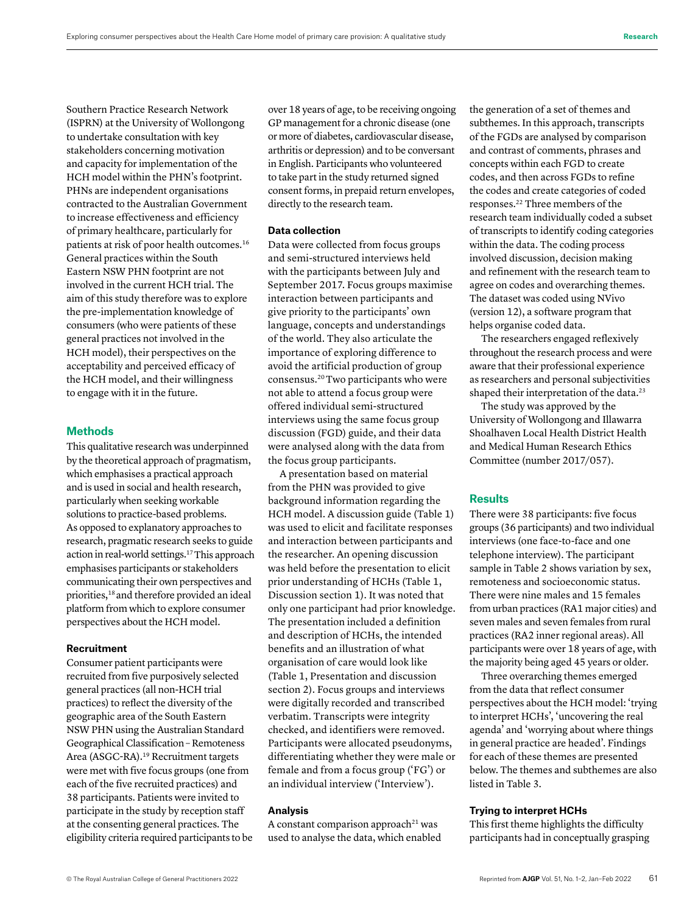Southern Practice Research Network (ISPRN) at the University of Wollongong to undertake consultation with key stakeholders concerning motivation and capacity for implementation of the HCH model within the PHN's footprint. PHNs are independent organisations contracted to the Australian Government to increase effectiveness and efficiency of primary healthcare, particularly for patients at risk of poor health outcomes.[16] General practices within the South Eastern NSW PHN footprint are not involved in the current HCH trial. The aim of this study therefore was to explore the pre-implementation knowledge of consumers (who were patients of these general practices not involved in the HCH model), their perspectives on the acceptability and perceived efficacy of the HCH model, and their willingness to engage with it in the future.

## Methods

This qualitative research was underpinned by the theoretical approach of pragmatism, which emphasises a practical approach and is used in social and health research, particularly when seeking workable solutions to practice-based problems. As opposed to explanatory approaches to research, pragmatic research seeks to guide action in real-world settings.[17] This approach emphasises participants or stakeholders communicating their own perspectives and priorities,[18] and therefore provided an ideal platform from which to explore consumer perspectives about the HCH model.

### Recruitment

Consumer patient participants were recruited from five purposively selected general practices (all non-HCH trial practices) to reflect the diversity of the geographic area of the South Eastern NSW PHN using the Australian Standard Geographical Classification – Remoteness Area (ASGC-RA).[19] Recruitment targets were met with five focus groups (one from each of the five recruited practices) and 38 participants. Patients were invited to participate in the study by reception staff at the consenting general practices. The eligibility criteria required participants to be over 18 years of age, to be receiving ongoing GP management for a chronic disease (one or more of diabetes, cardiovascular disease, arthritis or depression) and to be conversant in English. Participants who volunteered to take part in the study returned signed consent forms, in prepaid return envelopes, directly to the research team.

### Data collection

Data were collected from focus groups and semi-structured interviews held with the participants between July and September 2017. Focus groups maximise interaction between participants and give priority to the participants' own language, concepts and understandings of the world. They also articulate the importance of exploring difference to avoid the artificial production of group consensus.[20] Two participants who were not able to attend a focus group were offered individual semi-structured interviews using the same focus group discussion (FGD) guide, and their data were analysed along with the data from the focus group participants.

A presentation based on material from the PHN was provided to give background information regarding the HCH model. A discussion guide (Table 1) was used to elicit and facilitate responses and interaction between participants and the researcher. An opening discussion was held before the presentation to elicit prior understanding of HCHs (Table 1, Discussion section 1). It was noted that only one participant had prior knowledge. The presentation included a definition and description of HCHs, the intended benefits and an illustration of what organisation of care would look like (Table 1, Presentation and discussion section 2). Focus groups and interviews were digitally recorded and transcribed verbatim. Transcripts were integrity checked, and identifiers were removed. Participants were allocated pseudonyms, differentiating whether they were male or female and from a focus group ('FG') or an individual interview ('Interview').

### Analysis

A constant comparison approach[21] was used to analyse the data, which enabled the generation of a set of themes and subthemes. In this approach, transcripts of the FGDs are analysed by comparison and contrast of comments, phrases and concepts within each FGD to create codes, and then across FGDs to refine the codes and create categories of coded responses.[22] Three members of the research team individually coded a subset of transcripts to identify coding categories within the data. The coding process involved discussion, decision making and refinement with the research team to agree on codes and overarching themes. The dataset was coded using NVivo (version 12), a software program that helps organise coded data.

The researchers engaged reflexively throughout the research process and were aware that their professional experience as researchers and personal subjectivities shaped their interpretation of the data.[23]

The study was approved by the University of Wollongong and Illawarra Shoalhaven Local Health District Health and Medical Human Research Ethics Committee (number 2017/057).

## Results

There were 38 participants: five focus groups (36 participants) and two individual interviews (one face-to-face and one telephone interview). The participant sample in Table 2 shows variation by sex, remoteness and socioeconomic status. There were nine males and 15 females from urban practices (RA1 major cities) and seven males and seven females from rural practices (RA2 inner regional areas). All participants were over 18 years of age, with the majority being aged 45 years or older.

Three overarching themes emerged from the data that reflect consumer perspectives about the HCH model: 'trying to interpret HCHs', 'uncovering the real agenda' and 'worrying about where things in general practice are headed'. Findings for each of these themes are presented below. The themes and subthemes are also listed in Table 3.

### Trying to interpret HCHs

This first theme highlights the difficulty participants had in conceptually grasping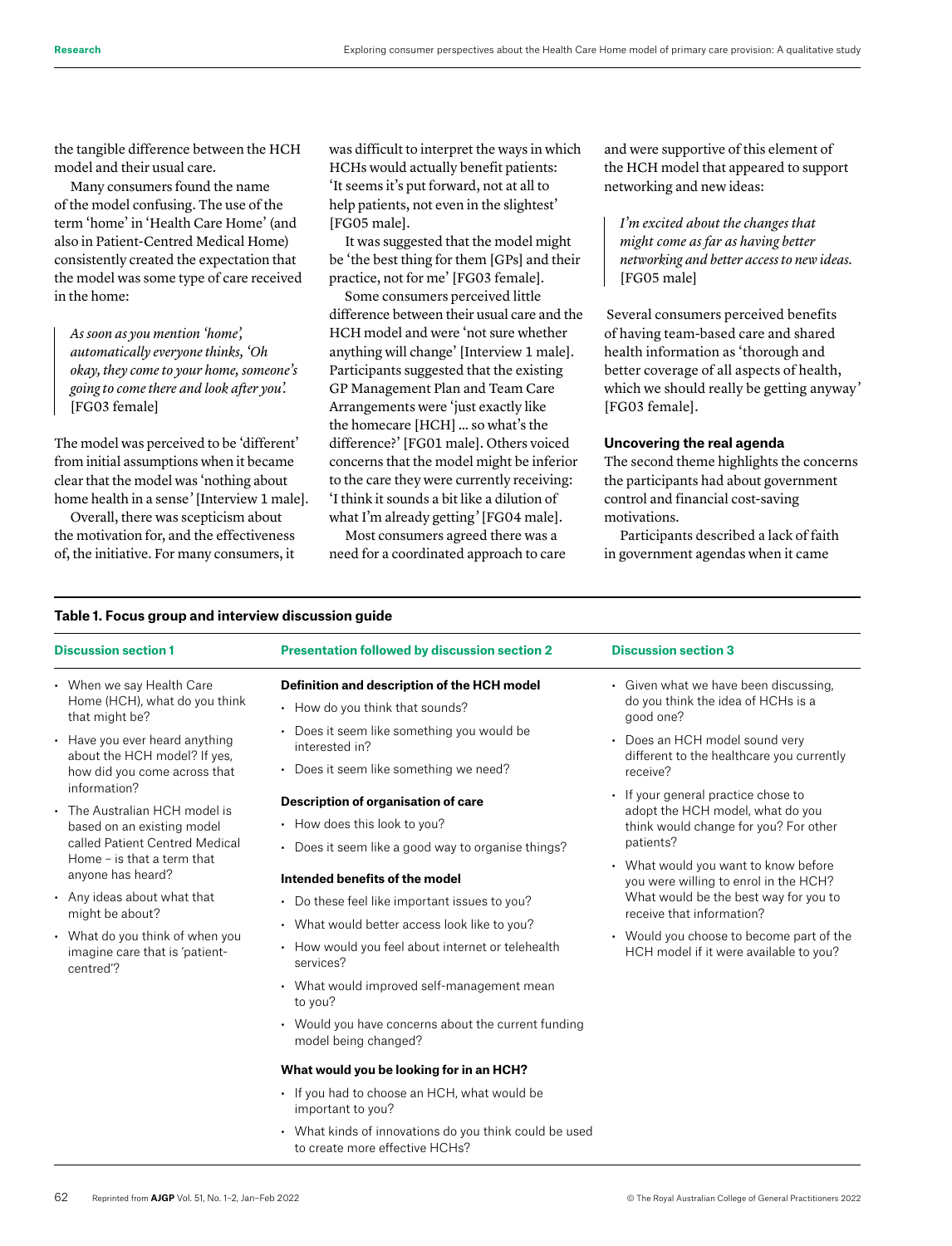the tangible difference between the HCH model and their usual care.

Many consumers found the name of the model confusing. The use of the term 'home' in 'Health Care Home' (and also in Patient-Centred Medical Home) consistently created the expectation that the model was some type of care received in the home:

> *As soon as you mention 'home', automatically everyone thinks, 'Oh okay, they come to your home, someone's going to come there and look after you'.* [FG03 female]

The model was perceived to be 'different' from initial assumptions when it became clear that the model was 'nothing about home health in a sense' [Interview 1 male].

Overall, there was scepticism about the motivation for, and the effectiveness of, the initiative. For many consumers, it was difficult to interpret the ways in which HCHs would actually benefit patients: 'It seems it's put forward, not at all to help patients, not even in the slightest' [FG05 male].

It was suggested that the model might be 'the best thing for them [GPs] and their practice, not for me' [FG03 female].

Some consumers perceived little difference between their usual care and the HCH model and were 'not sure whether anything will change' [Interview 1 male]. Participants suggested that the existing GP Management Plan and Team Care Arrangements were 'just exactly like the homecare [HCH] … so what's the difference?' [FG01 male]. Others voiced concerns that the model might be inferior to the care they were currently receiving: 'I think it sounds a bit like a dilution of what I'm already getting' [FG04 male].

Most consumers agreed there was a need for a coordinated approach to care and were supportive of this element of the HCH model that appeared to support networking and new ideas:

> *I'm excited about the changes that might come as far as having better networking and better access to new ideas.* [FG05 male]

Several consumers perceived benefits of having team-based care and shared health information as 'thorough and better coverage of all aspects of health, which we should really be getting anyway' [FG03 female].

### Uncovering the real agenda

The second theme highlights the concerns the participants had about government control and financial cost-saving motivations.

Participants described a lack of faith in government agendas when it came

**Table 1. Focus group and interview discussion guide**

| Discussion section 1 | Presentation followed by discussion section 2 | Discussion section 3 |
|---|---|---|
| • When we say Health Care Home (HCH), what do you think that might be?<br>• Have you ever heard anything about the HCH model? If yes, how did you come across that information?<br>• The Australian HCH model is based on an existing model called Patient Centred Medical Home – is that a term that anyone has heard?<br>• Any ideas about what that might be about?<br>• What do you think of when you imagine care that is 'patient-centred'? | **Definition and description of the HCH model**<br>• How do you think that sounds?<br>• Does it seem like something you would be interested in?<br>• Does it seem like something we need?<br>**Description of organisation of care**<br>• How does this look to you?<br>• Does it seem like a good way to organise things?<br>**Intended benefits of the model**<br>• Do these feel like important issues to you?<br>• What would better access look like to you?<br>• How would you feel about internet or telehealth services?<br>• What would improved self-management mean to you?<br>• Would you have concerns about the current funding model being changed?<br>**What would you be looking for in an HCH?**<br>• If you had to choose an HCH, what would be important to you?<br>• What kinds of innovations do you think could be used to create more effective HCHs? | • Given what we have been discussing, do you think the idea of HCHs is a good one?<br>• Does an HCH model sound very different to the healthcare you currently receive?<br>• If your general practice chose to adopt the HCH model, what do you think would change for you? For other patients?<br>• What would you want to know before you were willing to enrol in the HCH? What would be the best way for you to receive that information?<br>• Would you choose to become part of the HCH model if it were available to you? |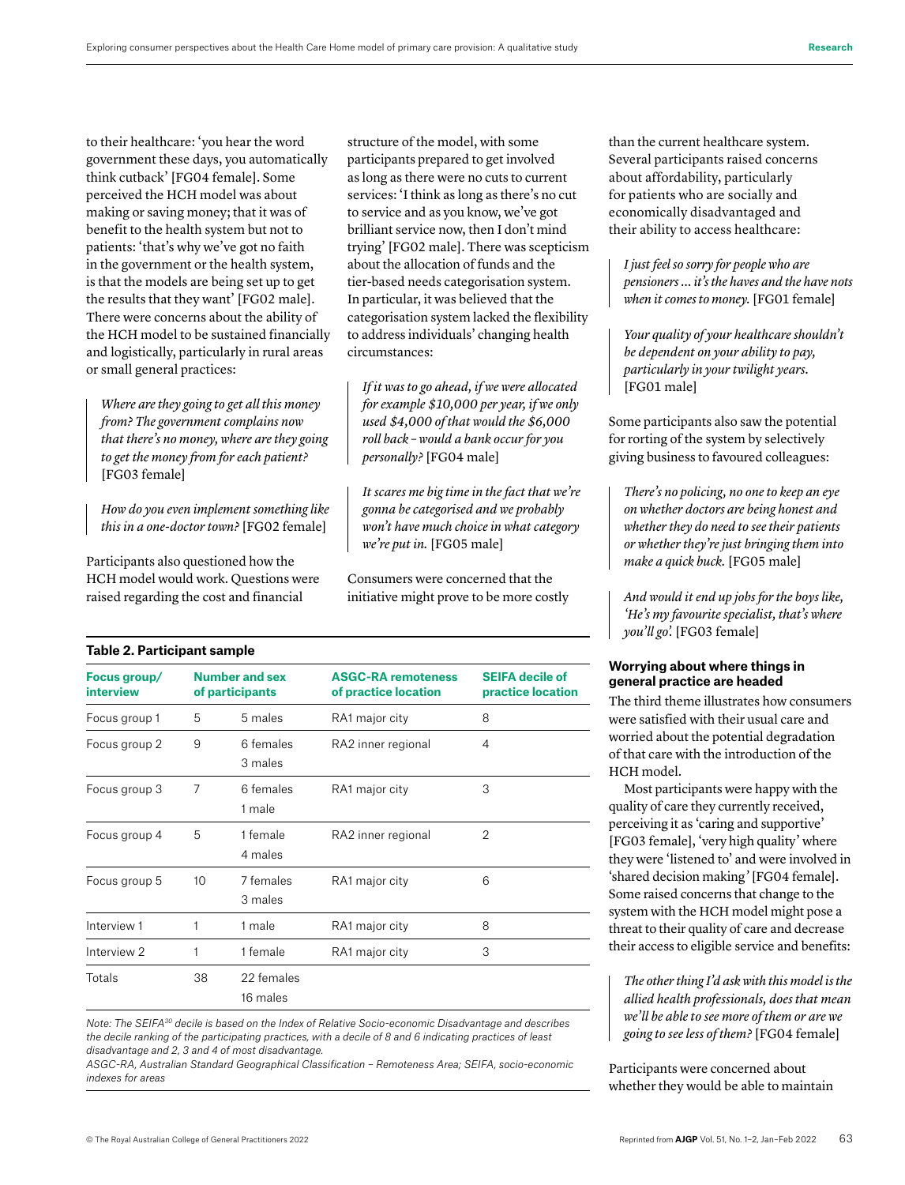to their healthcare: 'you hear the word government these days, you automatically think cutback' [FG04 female]. Some perceived the HCH model was about making or saving money; that it was of benefit to the health system but not to patients: 'that's why we've got no faith in the government or the health system, is that the models are being set up to get the results that they want' [FG02 male]. There were concerns about the ability of the HCH model to be sustained financially and logistically, particularly in rural areas or small general practices:

> *Where are they going to get all this money from? The government complains now that there's no money, where are they going to get the money from for each patient?* [FG03 female]

> *How do you even implement something like this in a one-doctor town?* [FG02 female]

Participants also questioned how the HCH model would work. Questions were raised regarding the cost and financial structure of the model, with some participants prepared to get involved as long as there were no cuts to current services: 'I think as long as there's no cut to service and as you know, we've got brilliant service now, then I don't mind trying' [FG02 male]. There was scepticism about the allocation of funds and the tier-based needs categorisation system. In particular, it was believed that the categorisation system lacked the flexibility to address individuals' changing health circumstances:

> *If it was to go ahead, if we were allocated for example $10,000 per year, if we only used $4,000 of that would the $6,000 roll back – would a bank occur for you personally?* [FG04 male]

> *It scares me big time in the fact that we're gonna be categorised and we probably won't have much choice in what category we're put in.* [FG05 male]

Consumers were concerned that the initiative might prove to be more costly than the current healthcare system. Several participants raised concerns about affordability, particularly for patients who are socially and economically disadvantaged and their ability to access healthcare:

> *I just feel so sorry for people who are pensioners … it's the haves and the have nots when it comes to money.* [FG01 female]

> *Your quality of your healthcare shouldn't be dependent on your ability to pay, particularly in your twilight years.* [FG01 male]

Some participants also saw the potential for rorting of the system by selectively giving business to favoured colleagues:

> *There's no policing, no one to keep an eye on whether doctors are being honest and whether they do need to see their patients or whether they're just bringing them into make a quick buck.* [FG05 male]

> *And would it end up jobs for the boys like, 'He's my favourite specialist, that's where you'll go'.* [FG03 female]

**Table 2. Participant sample**

| Focus group/ interview | Number and sex of participants | | ASGC-RA remoteness of practice location | SEIFA decile of practice location |
|---|---|---|---|---|
| Focus group 1 | 5 | 5 males | RA1 major city | 8 |
| Focus group 2 | 9 | 6 females<br>3 males | RA2 inner regional | 4 |
| Focus group 3 | 7 | 6 females<br>1 male | RA1 major city | 3 |
| Focus group 4 | 5 | 1 female<br>4 males | RA2 inner regional | 2 |
| Focus group 5 | 10 | 7 females<br>3 males | RA1 major city | 6 |
| Interview 1 | 1 | 1 male | RA1 major city | 8 |
| Interview 2 | 1 | 1 female | RA1 major city | 3 |
| Totals | 38 | 22 females<br>16 males | | |

*Note: The SEIFA[30] decile is based on the Index of Relative Socio-economic Disadvantage and describes the decile ranking of the participating practices, with a decile of 8 and 6 indicating practices of least disadvantage and 2, 3 and 4 of most disadvantage.*

*ASGC-RA, Australian Standard Geographical Classification – Remoteness Area; SEIFA, socio-economic indexes for areas*

### Worrying about where things in general practice are headed

The third theme illustrates how consumers were satisfied with their usual care and worried about the potential degradation of that care with the introduction of the HCH model.

Most participants were happy with the quality of care they currently received, perceiving it as 'caring and supportive' [FG03 female], 'very high quality' where they were 'listened to' and were involved in 'shared decision making' [FG04 female]. Some raised concerns that change to the system with the HCH model might pose a threat to their quality of care and decrease their access to eligible service and benefits:

> *The other thing I'd ask with this model is the allied health professionals, does that mean we'll be able to see more of them or are we going to see less of them?* [FG04 female]

Participants were concerned about whether they would be able to maintain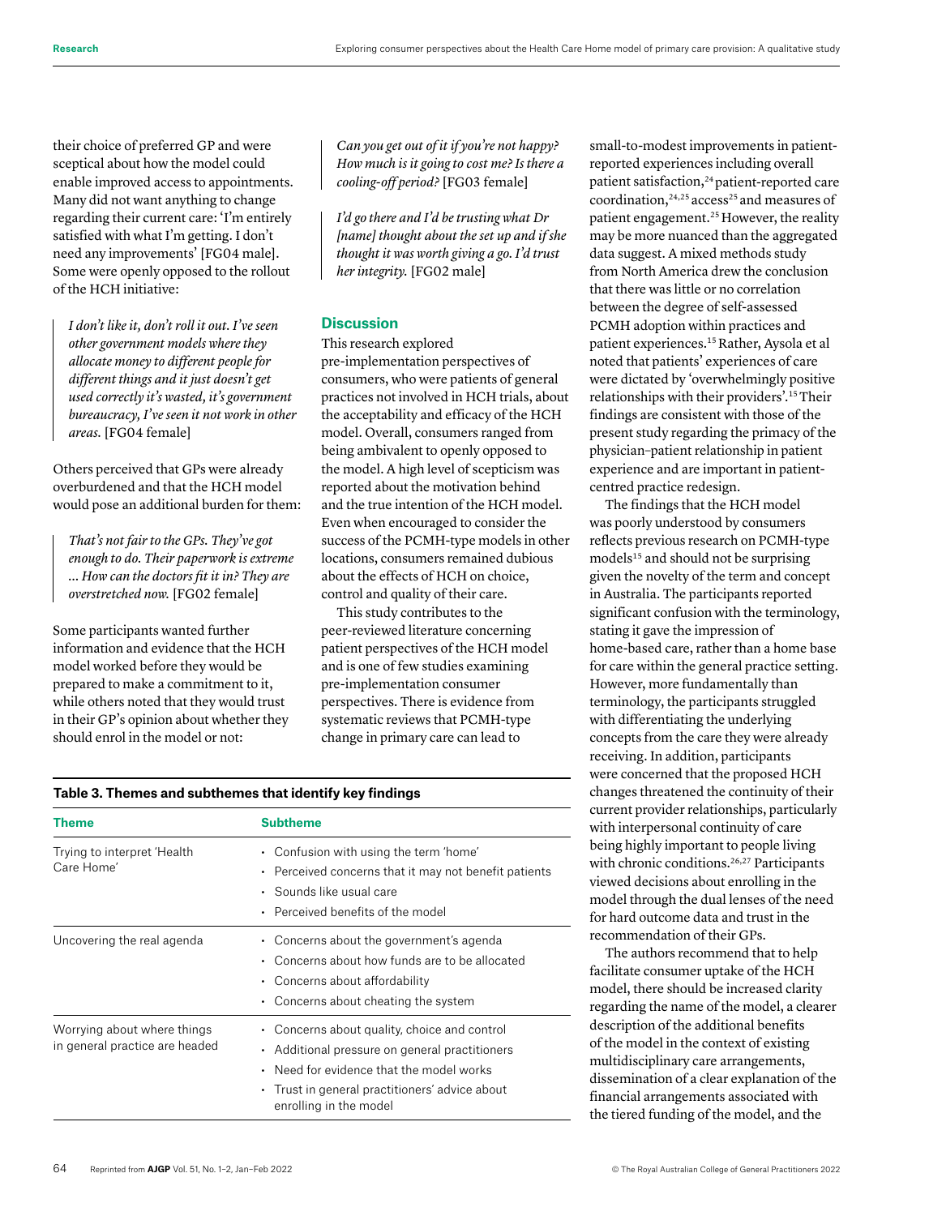their choice of preferred GP and were sceptical about how the model could enable improved access to appointments. Many did not want anything to change regarding their current care: 'I'm entirely satisfied with what I'm getting. I don't need any improvements' [FG04 male]. Some were openly opposed to the rollout of the HCH initiative:

> *I don't like it, don't roll it out. I've seen other government models where they allocate money to different people for different things and it just doesn't get used correctly it's wasted, it's government bureaucracy, I've seen it not work in other areas.* [FG04 female]

Others perceived that GPs were already overburdened and that the HCH model would pose an additional burden for them:

> *That's not fair to the GPs. They've got enough to do. Their paperwork is extreme ... How can the doctors fit it in? They are overstretched now.* [FG02 female]

Some participants wanted further information and evidence that the HCH model worked before they would be prepared to make a commitment to it, while others noted that they would trust in their GP's opinion about whether they should enrol in the model or not:

> *Can you get out of it if you're not happy? How much is it going to cost me? Is there a cooling-off period?* [FG03 female]

> *I'd go there and I'd be trusting what Dr [name] thought about the set up and if she thought it was worth giving a go. I'd trust her integrity.* [FG02 male]

## Discussion

This research explored pre-implementation perspectives of consumers, who were patients of general practices not involved in HCH trials, about the acceptability and efficacy of the HCH model. Overall, consumers ranged from being ambivalent to openly opposed to the model. A high level of scepticism was reported about the motivation behind and the true intention of the HCH model. Even when encouraged to consider the success of the PCMH-type models in other locations, consumers remained dubious about the effects of HCH on choice, control and quality of their care.

This study contributes to the peer-reviewed literature concerning patient perspectives of the HCH model and is one of few studies examining pre-implementation consumer perspectives. There is evidence from systematic reviews that PCMH-type change in primary care can lead to small-to-modest improvements in patient-reported experiences including overall patient satisfaction,[24] patient-reported care coordination,[24,25] access[25] and measures of patient engagement.[25] However, the reality may be more nuanced than the aggregated data suggest. A mixed methods study from North America drew the conclusion that there was little or no correlation between the degree of self-assessed PCMH adoption within practices and patient experiences.[15] Rather, Aysola et al noted that patients' experiences of care were dictated by 'overwhelmingly positive relationships with their providers'.[15] Their findings are consistent with those of the present study regarding the primacy of the physician–patient relationship in patient experience and are important in patient-centred practice redesign.

The findings that the HCH model was poorly understood by consumers reflects previous research on PCMH-type models[15] and should not be surprising given the novelty of the term and concept in Australia. The participants reported significant confusion with the terminology, stating it gave the impression of home-based care, rather than a home base for care within the general practice setting. However, more fundamentally than terminology, the participants struggled with differentiating the underlying concepts from the care they were already receiving. In addition, participants were concerned that the proposed HCH changes threatened the continuity of their current provider relationships, particularly with interpersonal continuity of care being highly important to people living with chronic conditions.[26,27] Participants viewed decisions about enrolling in the model through the dual lenses of the need for hard outcome data and trust in the recommendation of their GPs.

The authors recommend that to help facilitate consumer uptake of the HCH model, there should be increased clarity regarding the name of the model, a clearer description of the additional benefits of the model in the context of existing multidisciplinary care arrangements, dissemination of a clear explanation of the financial arrangements associated with the tiered funding of the model, and the

**Table 3. Themes and subthemes that identify key findings**

| Theme | Subtheme |
|---|---|
| Trying to interpret 'Health Care Home' | • Confusion with using the term 'home'<br>• Perceived concerns that it may not benefit patients<br>• Sounds like usual care<br>• Perceived benefits of the model |
| Uncovering the real agenda | • Concerns about the government's agenda<br>• Concerns about how funds are to be allocated<br>• Concerns about affordability<br>• Concerns about cheating the system |
| Worrying about where things in general practice are headed | • Concerns about quality, choice and control<br>• Additional pressure on general practitioners<br>• Need for evidence that the model works<br>• Trust in general practitioners' advice about enrolling in the model |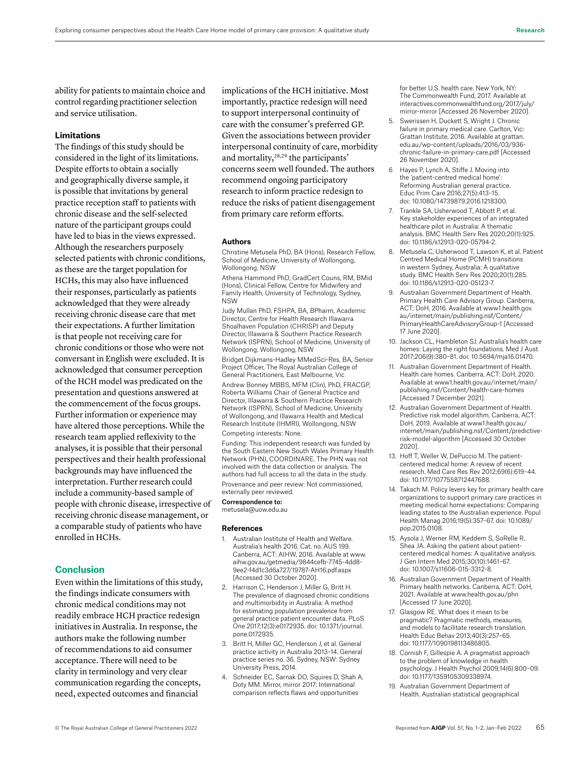ability for patients to maintain choice and control regarding practitioner selection and service utilisation.

### Limitations

The findings of this study should be considered in the light of its limitations. Despite efforts to obtain a socially and geographically diverse sample, it is possible that invitations by general practice reception staff to patients with chronic disease and the self-selected nature of the participant groups could have led to bias in the views expressed. Although the researchers purposely selected patients with chronic conditions, as these are the target population for HCHs, this may also have influenced their responses, particularly as patients acknowledged that they were already receiving chronic disease care that met their expectations. A further limitation is that people not receiving care for chronic conditions or those who were not conversant in English were excluded. It is acknowledged that consumer perception of the HCH model was predicated on the presentation and questions answered at the commencement of the focus groups. Further information or experience may have altered those perceptions. While the research team applied reflexivity to the analyses, it is possible that their personal perspectives and their health professional backgrounds may have influenced the interpretation. Further research could include a community-based sample of people with chronic disease, irrespective of receiving chronic disease management, or a comparable study of patients who have enrolled in HCHs.

## Conclusion

Even within the limitations of this study, the findings indicate consumers with chronic medical conditions may not readily embrace HCH practice redesign initiatives in Australia. In response, the authors make the following number of recommendations to aid consumer acceptance. There will need to be clarity in terminology and very clear communication regarding the concepts, need, expected outcomes and financial implications of the HCH initiative. Most importantly, practice redesign will need to support interpersonal continuity of care with the consumer's preferred GP. Given the associations between provider interpersonal continuity of care, morbidity and mortality,[28,29] the participants' concerns seem well founded. The authors recommend ongoing participatory research to inform practice redesign to reduce the risks of patient disengagement from primary care reform efforts.

### Authors

Christine Metusela PhD, BA (Hons), Research Fellow, School of Medicine, University of Wollongong, Wollongong, NSW

Athena Hammond PhD, GradCert Couns, RM, BMid (Hons), Clinical Fellow, Centre for Midwifery and Family Health, University of Technology, Sydney, NSW

Judy Mullan PhD, FSHPA, BA, BPharm, Academic Director, Centre for Health Research Illawarra Shoalhaven Population (CHRISP) and Deputy Director, Illawarra & Southern Practice Research Network (ISPRN), School of Medicine, University of Wollongong, Wollongong, NSW

Bridget Dijkmans-Hadley MMedSci-Res, BA, Senior Project Officer, The Royal Australian College of General Practitioners, East Melbourne, Vic

Andrew Bonney MBBS, MFM (Clin), PhD, FRACGP, Roberta Williams Chair of General Practice and Director, Illawarra & Southern Practice Research Network (ISPRN), School of Medicine, University of Wollongong, and Illawarra Health and Medical Research Institute (IHMRI), Wollongong, NSW

Competing interests: None.

Funding: This independent research was funded by the South Eastern New South Wales Primary Health Network (PHN), COORDINARE. The PHN was not involved with the data collection or analysis. The authors had full access to all the data in the study.

Provenance and peer review: Not commissioned, externally peer reviewed.

**Correspondence to:**
metusela@uow.edu.au

### References

1. Australian Institute of Health and Welfare. Australia's health 2016. Cat. no. AUS 199. Canberra, ACT: AIHW, 2016. Available at www.aihw.gov.au/getmedia/9844cefb-7745-4dd8-9ee2-f4d1c3d6a727/19787-AH16.pdf.aspx [Accessed 30 October 2020].
2. Harrison C, Henderson J, Miller G, Britt H. The prevalence of diagnosed chronic conditions and multimorbidity in Australia: A method for estimating population prevalence from general practice patient encounter data. PLoS One 2017;12(3):e0172935. doi: 10.1371/journal.pone.0172935.
3. Britt H, Miller GC, Henderson J, et al. General practice activity in Australia 2013–14. General practice series no. 36. Sydney, NSW: Sydney University Press, 2014.
4. Schneider EC, Sarnak DO, Squires D, Shah A, Doty MM. Mirror, mirror 2017: International comparison reflects flaws and opportunities for better U.S. health care. New York, NY: The Commonwealth Fund, 2017. Available at interactives.commonwealthfund.org/2017/july/mirror-mirror [Accessed 26 November 2020].
5. Swerissen H, Duckett S, Wright J. Chronic failure in primary medical care. Carlton, Vic: Grattan Institute, 2016. Available at grattan.edu.au/wp-content/uploads/2016/03/936-chronic-failure-in-primary-care.pdf [Accessed 26 November 2020].
6. Hayes P, Lynch A, Stiffe J. Moving into the 'patient-centred medical home': Reforming Australian general practice. Educ Prim Care 2016;27(5):413–15. doi: 10.1080/14739879.2016.1218300.
7. Trankle SA, Usherwood T, Abbott P, et al. Key stakeholder experiences of an integrated healthcare pilot in Australia: A thematic analysis. BMC Health Serv Res 2020;20(1):925. doi: 10.1186/s12913-020-05794-2.
8. Metusela C, Usherwood T, Lawson K, et al. Patient Centred Medical Home (PCMH) transitions in western Sydney, Australia: A qualitative study. BMC Health Serv Res 2020;20(1):285. doi: 10.1186/s12913-020-05123-7.
9. Australian Government Department of Health. Primary Health Care Advisory Group. Canberra, ACT: DoH, 2016. Available at www1.health.gov.au/internet/main/publishing.nsf/Content/PrimaryHealthCareAdvisoryGroup-1 [Accessed 17 June 2020].
10. Jackson CL, Hambleton SJ. Australia's health care homes: Laying the right foundations. Med J Aust 2017;206(9):380–81. doi: 10.5694/mja16.01470.
11. Australian Government Department of Health. Health care homes. Canberra, ACT: DoH, 2020. Available at www1.health.gov.au/internet/main/publishing.nsf/Content/health-care-homes [Accessed 7 December 2021].
12. Australian Government Department of Health. Predictive risk model algorithm. Canberra, ACT: DoH, 2019. Available at www1.health.gov.au/internet/main/publishing.nsf/Content/predictive-risk-model-algorithm [Accessed 30 October 2020].
13. Hoff T, Weller W, DePuccio M. The patient-centered medical home: A review of recent research. Med Care Res Rev 2012;69(6):619–44. doi: 10.1177/1077558712447688.
14. Takach M. Policy levers key for primary health care organizations to support primary care practices in meeting medical home expectations: Comparing leading states to the Australian experience. Popul Health Manag 2016;19(5):357–67. doi: 10.1089/pop.2015.0108.
15. Aysola J, Werner RM, Keddem S, SoRelle R, Shea JA. Asking the patient about patient-centered medical homes: A qualitative analysis. J Gen Intern Med 2015;30(10):1461–67. doi: 10.1007/s11606-015-3312-8.
16. Australian Government Department of Health. Primary health networks. Canberra, ACT: DoH, 2021. Available at www.health.gov.au/phn [Accessed 17 June 2020].
17. Glasgow RE. What does it mean to be pragmatic? Pragmatic methods, measures, and models to facilitate research translation. Health Educ Behav 2013;40(3):257–65. doi: 10.1177/1090198113486805.
18. Cornish F, Gillespie A. A pragmatist approach to the problem of knowledge in health psychology. J Health Psychol 2009;14(6):800–09. doi: 10.1177/1359105309338974.
19. Australian Government Department of Health. Australian statistical geographical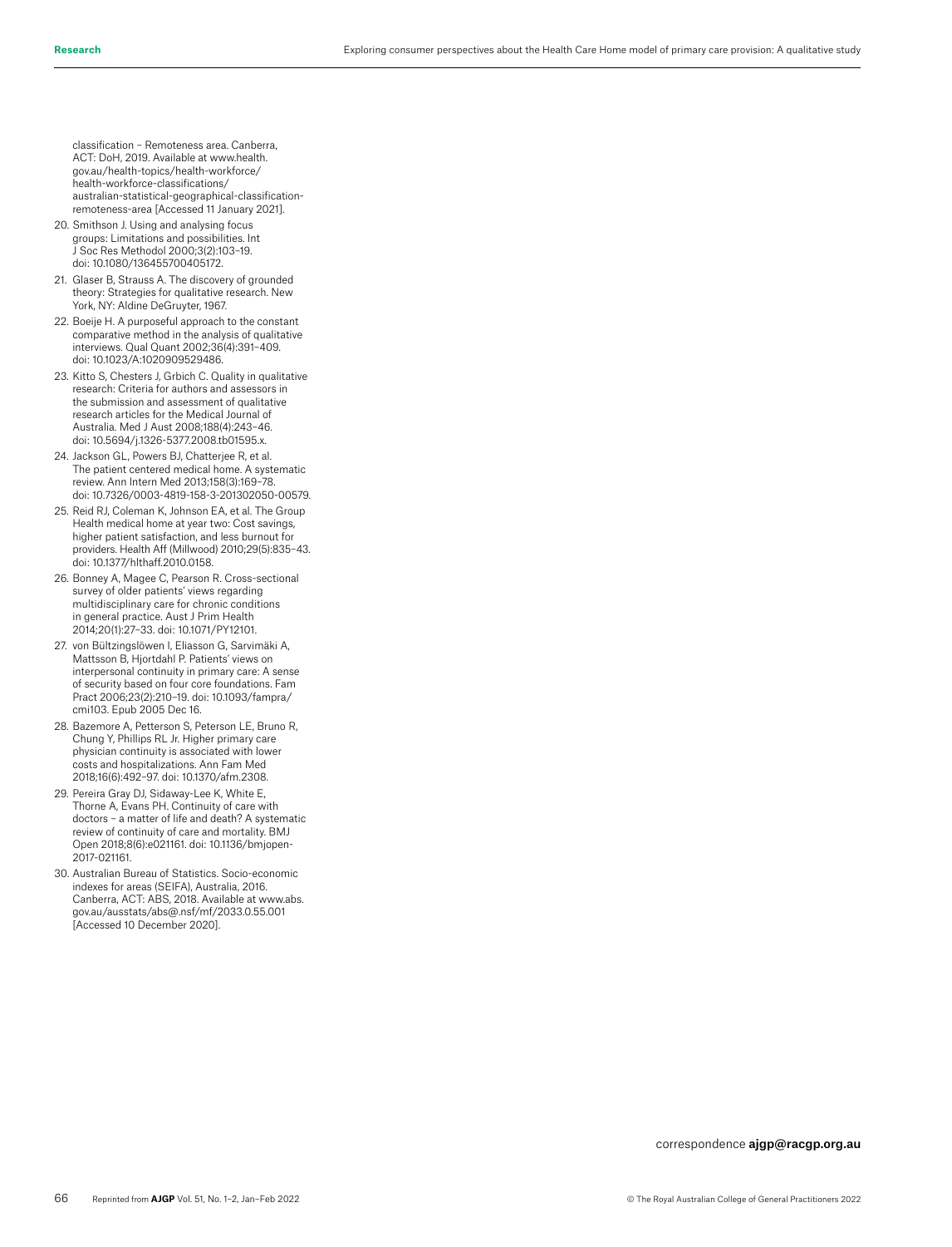classification – Remoteness area. Canberra, ACT: DoH, 2019. Available at www.health.gov.au/health-topics/health-workforce/health-workforce-classifications/australian-statistical-geographical-classification-remoteness-area [Accessed 11 January 2021].

20. Smithson J. Using and analysing focus groups: Limitations and possibilities. Int J Soc Res Methodol 2000;3(2):103–19. doi: 10.1080/136455700405172.
21. Glaser B, Strauss A. The discovery of grounded theory: Strategies for qualitative research. New York, NY: Aldine DeGruyter, 1967.
22. Boeije H. A purposeful approach to the constant comparative method in the analysis of qualitative interviews. Qual Quant 2002;36(4):391–409. doi: 10.1023/A:1020909529486.
23. Kitto S, Chesters J, Grbich C. Quality in qualitative research: Criteria for authors and assessors in the submission and assessment of qualitative research articles for the Medical Journal of Australia. Med J Aust 2008;188(4):243–46. doi: 10.5694/j.1326-5377.2008.tb01595.x.
24. Jackson GL, Powers BJ, Chatterjee R, et al. The patient centered medical home. A systematic review. Ann Intern Med 2013;158(3):169–78. doi: 10.7326/0003-4819-158-3-201302050-00579.
25. Reid RJ, Coleman K, Johnson EA, et al. The Group Health medical home at year two: Cost savings, higher patient satisfaction, and less burnout for providers. Health Aff (Millwood) 2010;29(5):835–43. doi: 10.1377/hlthaff.2010.0158.
26. Bonney A, Magee C, Pearson R. Cross-sectional survey of older patients' views regarding multidisciplinary care for chronic conditions in general practice. Aust J Prim Health 2014;20(1):27–33. doi: 10.1071/PY12101.
27. von Bültzingslöwen I, Eliasson G, Sarvimäki A, Mattsson B, Hjortdahl P. Patients' views on interpersonal continuity in primary care: A sense of security based on four core foundations. Fam Pract 2006;23(2):210–19. doi: 10.1093/fampra/cmi103. Epub 2005 Dec 16.
28. Bazemore A, Petterson S, Peterson LE, Bruno R, Chung Y, Phillips RL Jr. Higher primary care physician continuity is associated with lower costs and hospitalizations. Ann Fam Med 2018;16(6):492–97. doi: 10.1370/afm.2308.
29. Pereira Gray DJ, Sidaway-Lee K, White E, Thorne A, Evans PH. Continuity of care with doctors – a matter of life and death? A systematic review of continuity of care and mortality. BMJ Open 2018;8(6):e021161. doi: 10.1136/bmjopen-2017-021161.
30. Australian Bureau of Statistics. Socio-economic indexes for areas (SEIFA), Australia, 2016. Canberra, ACT: ABS, 2018. Available at www.abs.gov.au/ausstats/abs@.nsf/mf/2033.0.55.001 [Accessed 10 December 2020].

correspondence **ajgp@racgp.org.au**